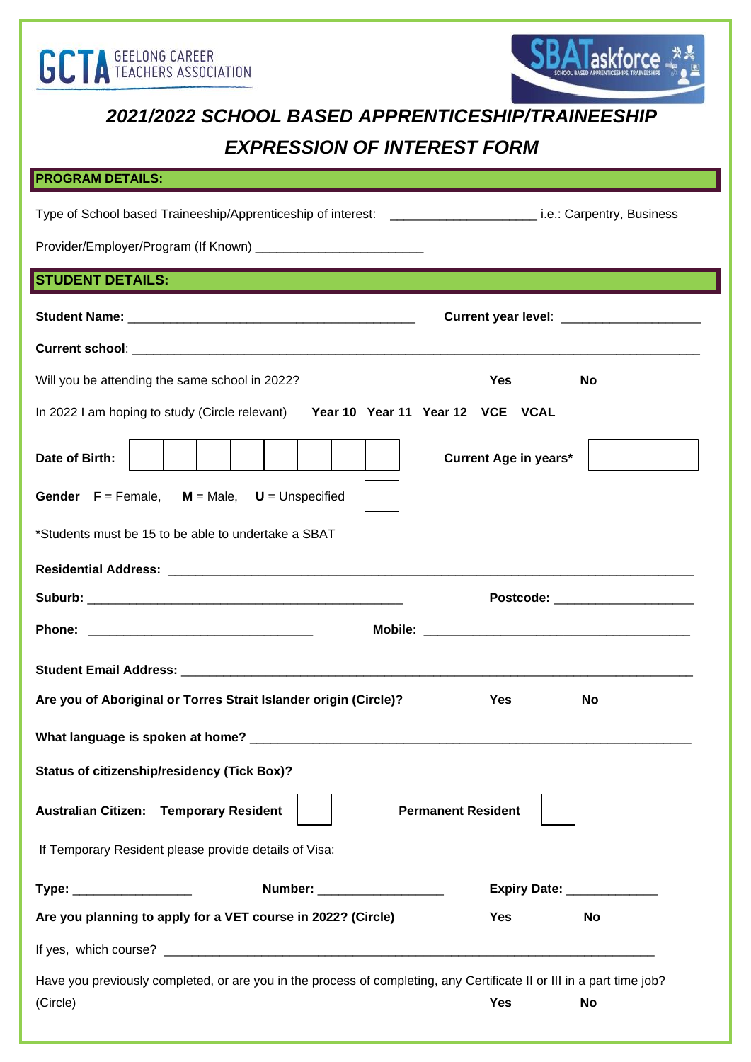GCTA GEELONG CAREER TEACHERS ASSOCIATION

SBATaskforce SCHOOL BASED APPRENTICESHIPS, TRAINEESHIPS

# *2021/2022 SCHOOL BASED APPRENTICESHIP/TRAINEESHIP EXPRESSION OF INTEREST FORM*

## PROGRAM DETAILS:

Type of School based Traineeship/Apprenticeship of interest: ____________________ i.e.: Carpentry, Business

Provider/Employer/Program (If Known) ______________________

## STUDENT DETAILS:

**Student Name:** ________________________________________ **Current year level**: __________________

**Current school**: ________________________________________________________________________

Will you be attending the same school in 2022? **Yes** **No**

In 2022 I am hoping to study (Circle relevant) **Year 10 Year 11 Year 12 VCE VCAL**

**Date of Birth:** | | | | | | | | | **Current Age in years*** [ ]

**Gender** **F** = Female, **M** = Male, **U** = Unspecified [ ]

*Students must be 15 to be able to undertake a SBAT

**Residential Address:** ____________________________________________________________________

**Suburb:** ____________________________________________ **Postcode:** __________________

**Phone:** ______________________________ **Mobile:** ____________________________________

**Student Email Address:** __________________________________________________________________

**Are you of Aboriginal or Torres Strait Islander origin (Circle)?** **Yes** **No**

**What language is spoken at home?** __________________________________________________________

**Status of citizenship/residency (Tick Box)?**

**Australian Citizen:** **Temporary Resident** [ ] **Permanent Resident** [ ]

If Temporary Resident please provide details of Visa:

**Type:** ________________ **Number:** _________________ **Expiry Date:** ____________

**Are you planning to apply for a VET course in 2022? (Circle)** **Yes** **No**

If yes, which course? ______________________________________________________________________

Have you previously completed, or are you in the process of completing, any Certificate II or III in a part time job? (Circle) **Yes** **No**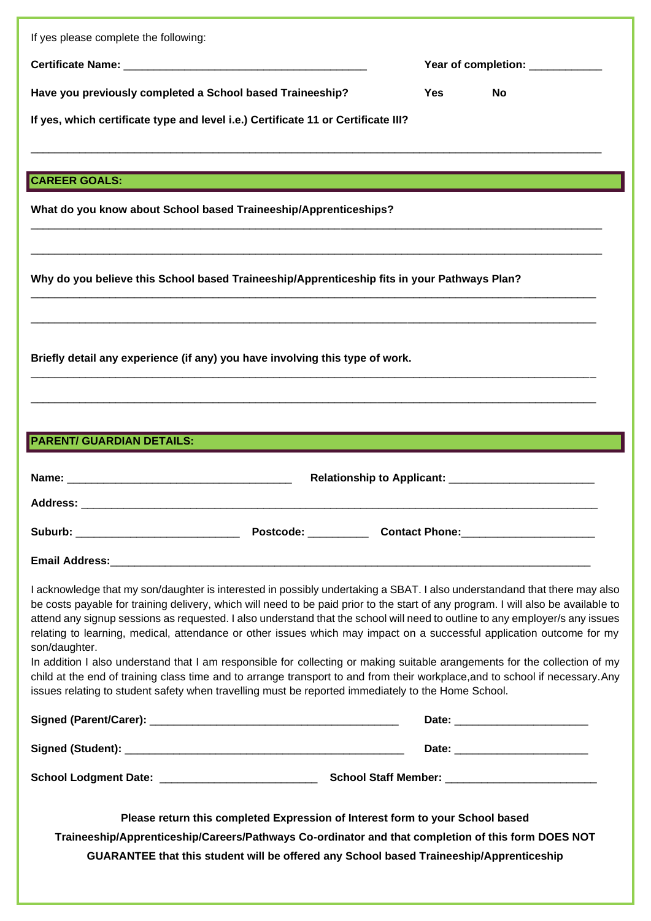If yes please complete the following:

**Certificate Name:** ________________________________________ **Year of completion:** ____________

**Have you previously completed a School based Traineeship?** **Yes** **No**

**If yes, which certificate type and level i.e.) Certificate 11 or Certificate III?**

_______________________________________________________________________________________________

## CAREER GOALS:

**What do you know about School based Traineeship/Apprenticeships?**

_______________________________________________________________________________________________

_______________________________________________________________________________________________

**Why do you believe this School based Traineeship/Apprenticeship fits in your Pathways Plan?**

_______________________________________________________________________________________________

_______________________________________________________________________________________________

**Briefly detail any experience (if any) you have involving this type of work.**

_______________________________________________________________________________________________

_______________________________________________________________________________________________

## PARENT/ GUARDIAN DETAILS:

**Name:** ____________________________________ **Relationship to Applicant:** ________________________

**Address:** ______________________________________________________________________________________

**Suburb:** ___________________________ **Postcode:** __________ **Contact Phone:**______________________

**Email Address:**_________________________________________________________________________________

I acknowledge that my son/daughter is interested in possibly undertaking a SBAT. I also understandand that there may also be costs payable for training delivery, which will need to be paid prior to the start of any program. I will also be available to attend any signup sessions as requested. I also understand that the school will need to outline to any employer/s any issues relating to learning, medical, attendance or other issues which may impact on a successful application outcome for my son/daughter.

In addition I also understand that I am responsible for collecting or making suitable arangements for the collection of my child at the end of training class time and to arrange transport to and from their workplace,and to school if necessary.Any issues relating to student safety when travelling must be reported immediately to the Home School.

**Signed (Parent/Carer):** __________________________________________ **Date:** ______________________

**Signed (Student):** _______________________________________________ **Date:** ______________________

**School Lodgment Date:** _________________________ **School Staff Member:** _________________________

**Please return this completed Expression of Interest form to your School based Traineeship/Apprenticeship/Careers/Pathways Co-ordinator and that completion of this form DOES NOT GUARANTEE that this student will be offered any School based Traineeship/Apprenticeship**